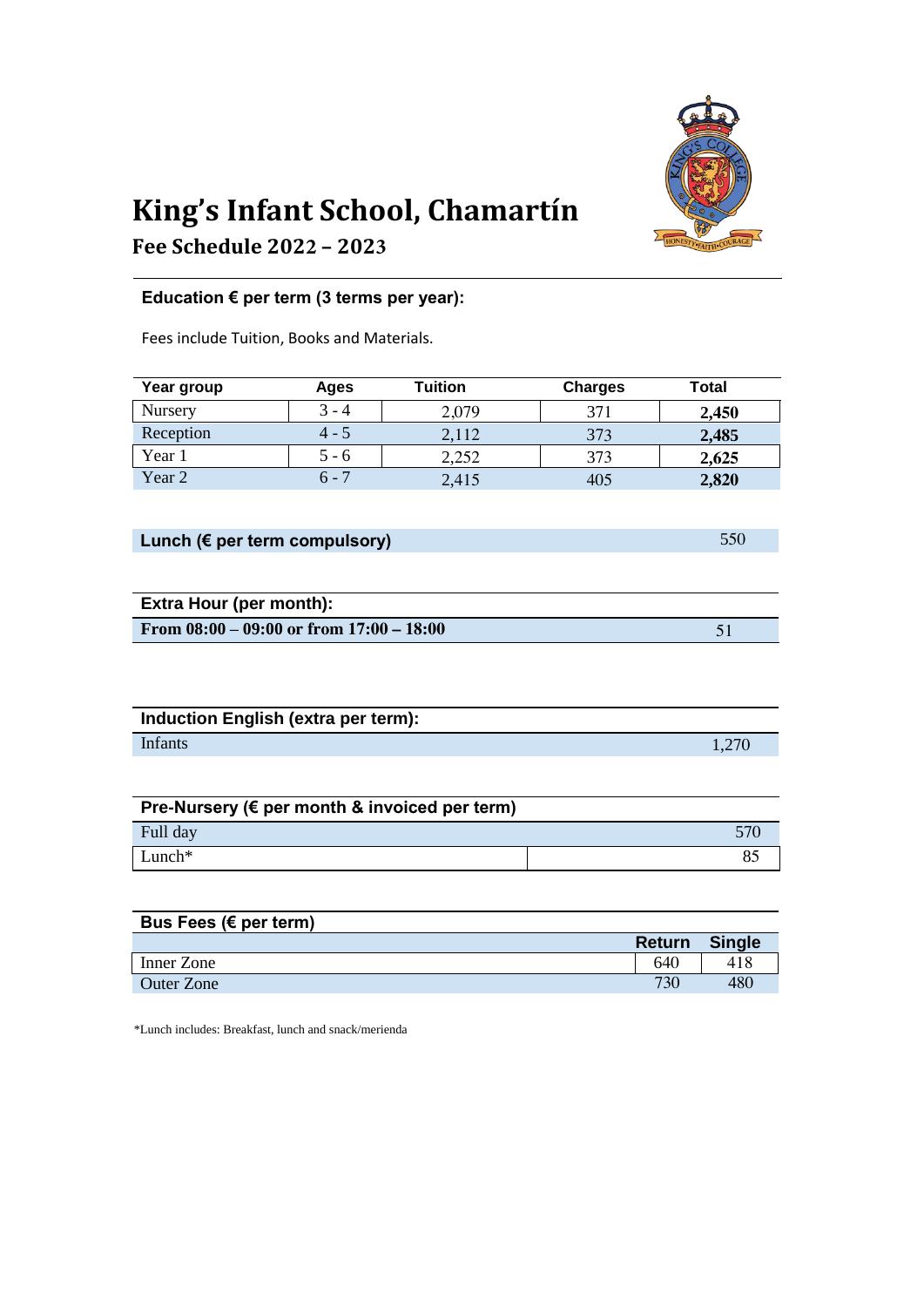# King's Infant School, Chamartín

## Fee Schedule 2022 – 2023

### Education € per term (3 terms per year):

Fees include Tuition, Books and Materials.

| Year group | Ages | Tuition | Charges | Total |
|---|---|---|---|---|
| Nursery | 3 - 4 | 2,079 | 371 | **2,450** |
| Reception | 4 - 5 | 2,112 | 373 | **2,485** |
| Year 1 | 5 - 6 | 2,252 | 373 | **2,625** |
| Year 2 | 6 - 7 | 2,415 | 405 | **2,820** |

| Lunch (€ per term compulsory) | 550 |
|---|---|

| Extra Hour (per month): | |
|---|---|
| **From 08:00 – 09:00 or from 17:00 – 18:00** | 51 |

| Induction English (extra per term): | |
|---|---|
| Infants | 1,270 |

| Pre-Nursery (€ per month & invoiced per term) | |
|---|---|
| Full day | 570 |
| Lunch* | 85 |

| Bus Fees (€ per term) | Return | Single |
|---|---|---|
| Inner Zone | 640 | 418 |
| Outer Zone | 730 | 480 |

*Lunch includes: Breakfast, lunch and snack/merienda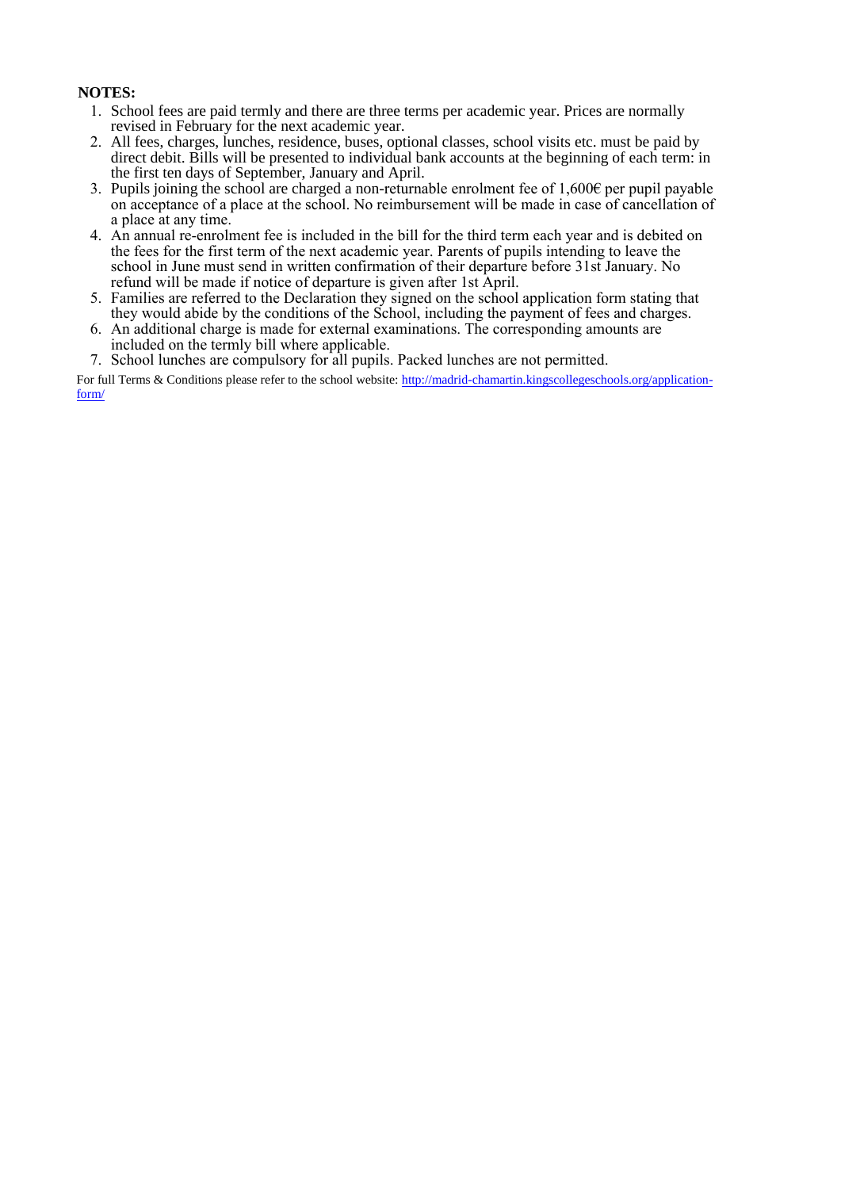**NOTES:**

1. School fees are paid termly and there are three terms per academic year. Prices are normally revised in February for the next academic year.
2. All fees, charges, lunches, residence, buses, optional classes, school visits etc. must be paid by direct debit. Bills will be presented to individual bank accounts at the beginning of each term: in the first ten days of September, January and April.
3. Pupils joining the school are charged a non-returnable enrolment fee of 1,600€ per pupil payable on acceptance of a place at the school. No reimbursement will be made in case of cancellation of a place at any time.
4. An annual re-enrolment fee is included in the bill for the third term each year and is debited on the fees for the first term of the next academic year. Parents of pupils intending to leave the school in June must send in written confirmation of their departure before 31st January. No refund will be made if notice of departure is given after 1st April.
5. Families are referred to the Declaration they signed on the school application form stating that they would abide by the conditions of the School, including the payment of fees and charges.
6. An additional charge is made for external examinations. The corresponding amounts are included on the termly bill where applicable.
7. School lunches are compulsory for all pupils. Packed lunches are not permitted.

For full Terms & Conditions please refer to the school website: [http://madrid-chamartin.kingscollegeschools.org/application-form/](http://madrid-chamartin.kingscollegeschools.org/application-form/)